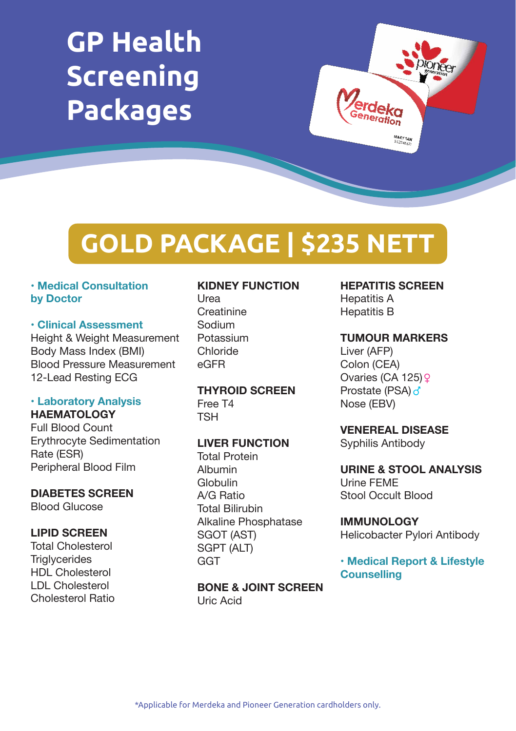# GP Health Screening Packages

## GOLD PACKAGE | $235 NETT

- **Medical Consultation by Doctor**

- **Clinical Assessment**
  - Height & Weight Measurement
  - Body Mass Index (BMI)
  - Blood Pressure Measurement
  - 12-Lead Resting ECG

- **Laboratory Analysis**

**HAEMATOLOGY**
Full Blood Count
Erythrocyte Sedimentation Rate (ESR)
Peripheral Blood Film

**DIABETES SCREEN**
Blood Glucose

**LIPID SCREEN**
Total Cholesterol
Triglycerides
HDL Cholesterol
LDL Cholesterol
Cholesterol Ratio

**KIDNEY FUNCTION**
Urea
Creatinine
Sodium
Potassium
Chloride
eGFR

**THYROID SCREEN**
Free T4
TSH

**LIVER FUNCTION**
Total Protein
Albumin
Globulin
A/G Ratio
Total Bilirubin
Alkaline Phosphatase
SGOT (AST)
SGPT (ALT)
GGT

**BONE & JOINT SCREEN**
Uric Acid

**HEPATITIS SCREEN**
Hepatitis A
Hepatitis B

**TUMOUR MARKERS**
Liver (AFP)
Colon (CEA)
Ovaries (CA 125) ♀
Prostate (PSA) ♂
Nose (EBV)

**VENEREAL DISEASE**
Syphilis Antibody

**URINE & STOOL ANALYSIS**
Urine FEME
Stool Occult Blood

**IMMUNOLOGY**
Helicobacter Pylori Antibody

- **Medical Report & Lifestyle Counselling**

*Applicable for Merdeka and Pioneer Generation cardholders only.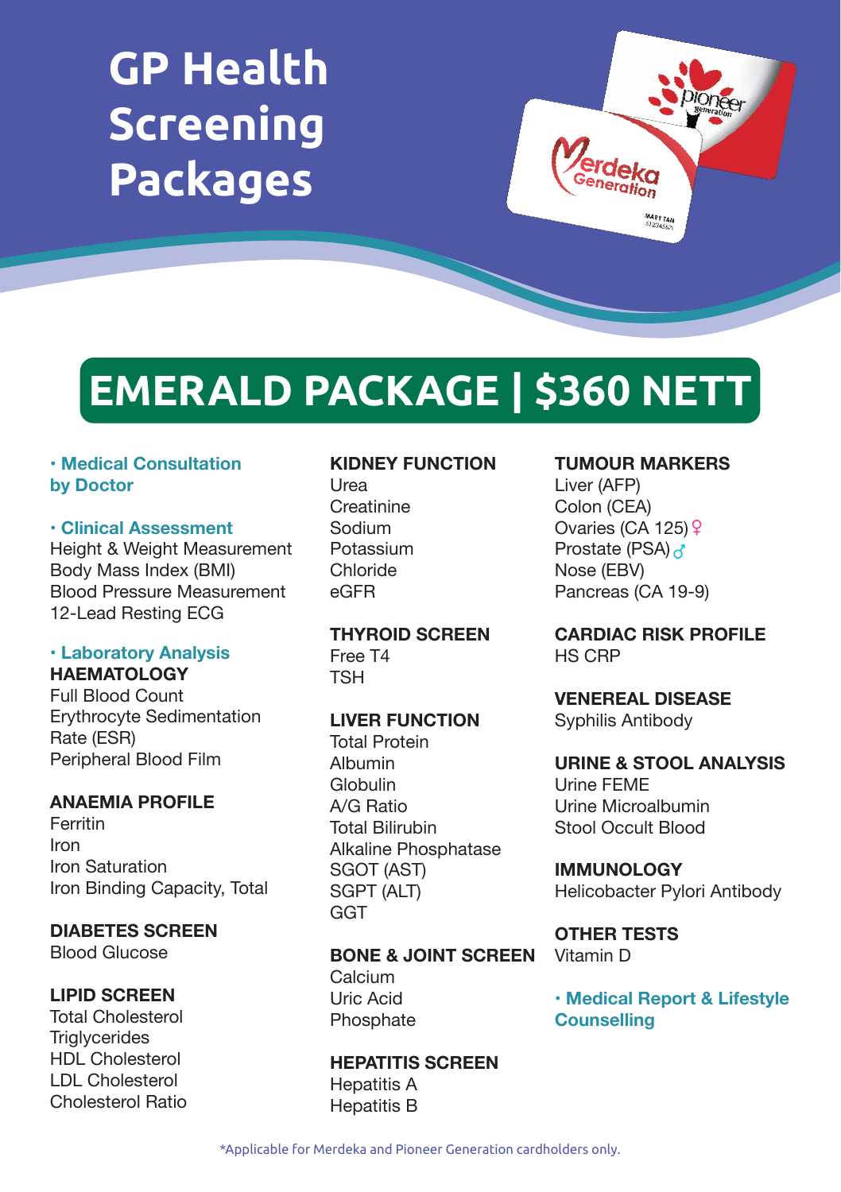# GP Health Screening Packages

## EMERALD PACKAGE | $360 NETT

- **Medical Consultation by Doctor**

- **Clinical Assessment**

Height & Weight Measurement
Body Mass Index (BMI)
Blood Pressure Measurement
12-Lead Resting ECG

- **Laboratory Analysis**

**HAEMATOLOGY**
Full Blood Count
Erythrocyte Sedimentation Rate (ESR)
Peripheral Blood Film

**ANAEMIA PROFILE**
Ferritin
Iron
Iron Saturation
Iron Binding Capacity, Total

**DIABETES SCREEN**
Blood Glucose

**LIPID SCREEN**
Total Cholesterol
Triglycerides
HDL Cholesterol
LDL Cholesterol
Cholesterol Ratio

**KIDNEY FUNCTION**
Urea
Creatinine
Sodium
Potassium
Chloride
eGFR

**THYROID SCREEN**
Free T4
TSH

**LIVER FUNCTION**
Total Protein
Albumin
Globulin
A/G Ratio
Total Bilirubin
Alkaline Phosphatase
SGOT (AST)
SGPT (ALT)
GGT

**BONE & JOINT SCREEN**
Calcium
Uric Acid
Phosphate

**HEPATITIS SCREEN**
Hepatitis A
Hepatitis B

**TUMOUR MARKERS**
Liver (AFP)
Colon (CEA)
Ovaries (CA 125) ♀
Prostate (PSA) ♂
Nose (EBV)
Pancreas (CA 19-9)

**CARDIAC RISK PROFILE**
HS CRP

**VENEREAL DISEASE**
Syphilis Antibody

**URINE & STOOL ANALYSIS**
Urine FEME
Urine Microalbumin
Stool Occult Blood

**IMMUNOLOGY**
Helicobacter Pylori Antibody

**OTHER TESTS**
Vitamin D

- **Medical Report & Lifestyle Counselling**

*Applicable for Merdeka and Pioneer Generation cardholders only.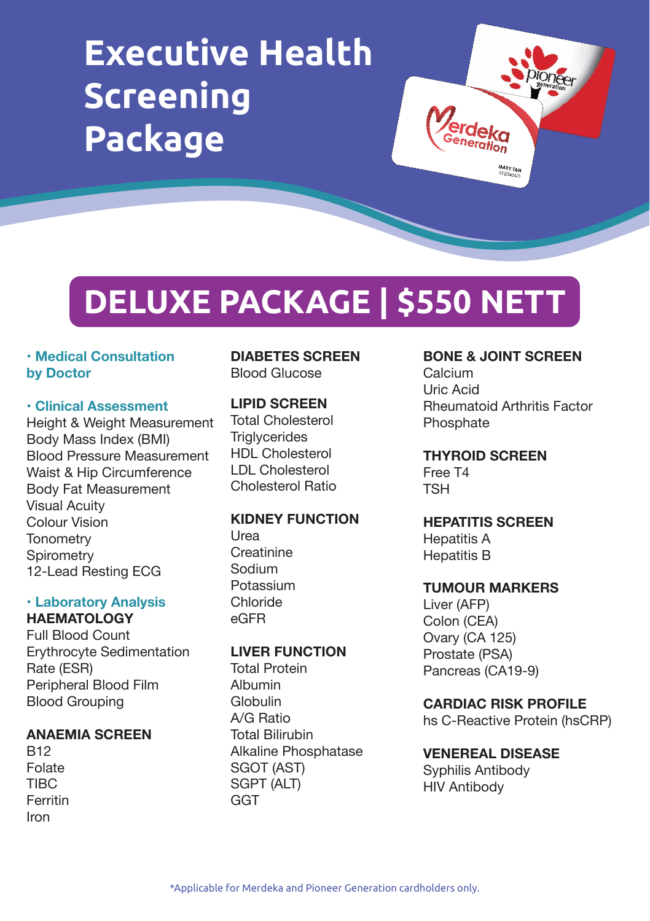# Executive Health Screening Package

## DELUXE PACKAGE | $550 NETT

- **Medical Consultation by Doctor**

- **Clinical Assessment**

Height & Weight Measurement
Body Mass Index (BMI)
Blood Pressure Measurement
Waist & Hip Circumference
Body Fat Measurement
Visual Acuity
Colour Vision
Tonometry
Spirometry
12-Lead Resting ECG

- **Laboratory Analysis**

**HAEMATOLOGY**
Full Blood Count
Erythrocyte Sedimentation Rate (ESR)
Peripheral Blood Film
Blood Grouping

**ANAEMIA SCREEN**
B12
Folate
TIBC
Ferritin
Iron

**DIABETES SCREEN**
Blood Glucose

**LIPID SCREEN**
Total Cholesterol
Triglycerides
HDL Cholesterol
LDL Cholesterol
Cholesterol Ratio

**KIDNEY FUNCTION**
Urea
Creatinine
Sodium
Potassium
Chloride
eGFR

**LIVER FUNCTION**
Total Protein
Albumin
Globulin
A/G Ratio
Total Bilirubin
Alkaline Phosphatase
SGOT (AST)
SGPT (ALT)
GGT

**BONE & JOINT SCREEN**
Calcium
Uric Acid
Rheumatoid Arthritis Factor
Phosphate

**THYROID SCREEN**
Free T4
TSH

**HEPATITIS SCREEN**
Hepatitis A
Hepatitis B

**TUMOUR MARKERS**
Liver (AFP)
Colon (CEA)
Ovary (CA 125)
Prostate (PSA)
Pancreas (CA19-9)

**CARDIAC RISK PROFILE**
hs C-Reactive Protein (hsCRP)

**VENEREAL DISEASE**
Syphilis Antibody
HIV Antibody

*Applicable for Merdeka and Pioneer Generation cardholders only.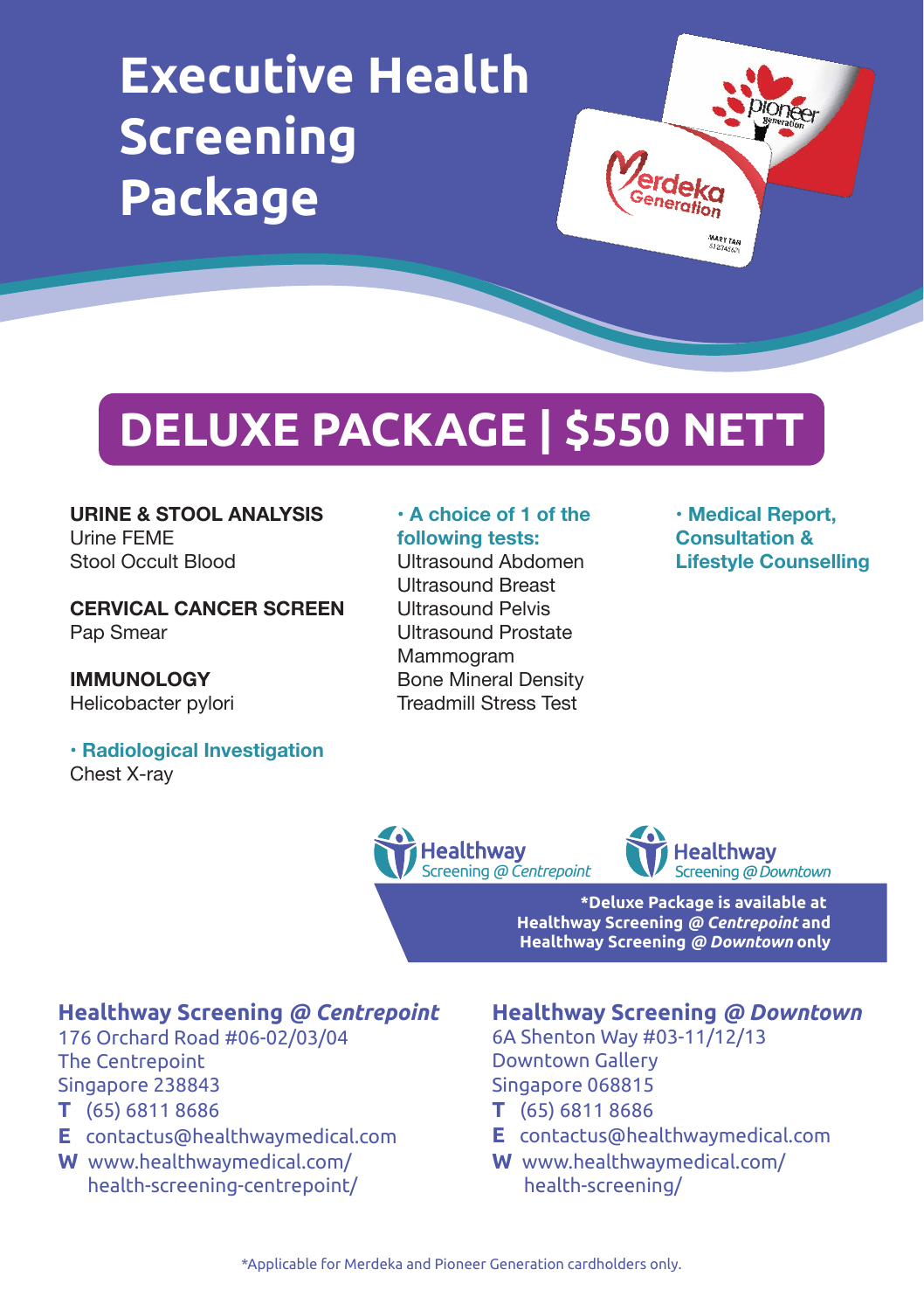# Executive Health Screening Package

## DELUXE PACKAGE | $550 NETT

**URINE & STOOL ANALYSIS**
Urine FEME
Stool Occult Blood

**CERVICAL CANCER SCREEN**
Pap Smear

**IMMUNOLOGY**
Helicobacter pylori

**• Radiological Investigation**
Chest X-ray

**• A choice of 1 of the following tests:**
Ultrasound Abdomen
Ultrasound Breast
Ultrasound Pelvis
Ultrasound Prostate
Mammogram
Bone Mineral Density
Treadmill Stress Test

**• Medical Report, Consultation & Lifestyle Counselling**

Healthway Screening @ *Centrepoint*

Healthway Screening @ *Downtown*

**\*Deluxe Package is available at Healthway Screening @ *Centrepoint* and Healthway Screening @ *Downtown* only**

### Healthway Screening @ *Centrepoint*

176 Orchard Road #06-02/03/04
The Centrepoint
Singapore 238843
**T** (65) 6811 8686
**E** contactus@healthwaymedical.com
**W** www.healthwaymedical.com/health-screening-centrepoint/

### Healthway Screening @ *Downtown*

6A Shenton Way #03-11/12/13
Downtown Gallery
Singapore 068815
**T** (65) 6811 8686
**E** contactus@healthwaymedical.com
**W** www.healthwaymedical.com/health-screening/

*Applicable for Merdeka and Pioneer Generation cardholders only.